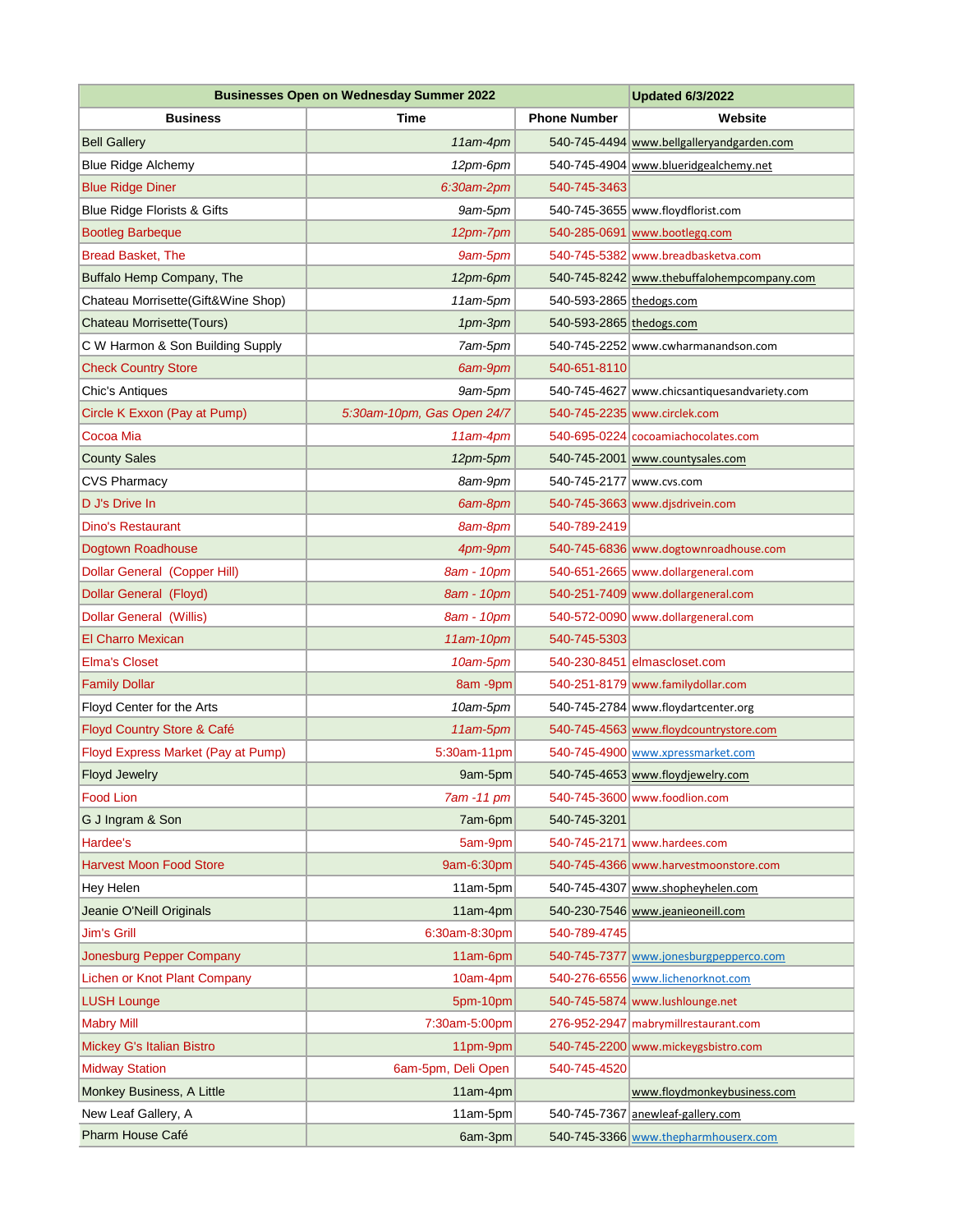| Businesses Open on Wednesday Summer 2022 | | | Updated 6/3/2022 |
|---|---|---|---|
| **Business** | **Time** | **Phone Number** | **Website** |
| Bell Gallery | 11am-4pm | 540-745-4494 | www.bellgalleryandgarden.com |
| Blue Ridge Alchemy | 12pm-6pm | 540-745-4904 | www.blueridgealchemy.net |
| Blue Ridge Diner | 6:30am-2pm | 540-745-3463 | |
| Blue Ridge Florists & Gifts | 9am-5pm | 540-745-3655 | www.floydflorist.com |
| Bootleg Barbeque | 12pm-7pm | 540-285-0691 | www.bootlegq.com |
| Bread Basket, The | 9am-5pm | 540-745-5382 | www.breadbasketva.com |
| Buffalo Hemp Company, The | 12pm-6pm | 540-745-8242 | www.thebuffalohempcompany.com |
| Chateau Morrisette(Gift&Wine Shop) | 11am-5pm | 540-593-2865 | thedogs.com |
| Chateau Morrisette(Tours) | 1pm-3pm | 540-593-2865 | thedogs.com |
| C W Harmon & Son Building Supply | 7am-5pm | 540-745-2252 | www.cwharmanandson.com |
| Check Country Store | 6am-9pm | 540-651-8110 | |
| Chic's Antiques | 9am-5pm | 540-745-4627 | www.chicsantiquesandvariety.com |
| Circle K Exxon (Pay at Pump) | 5:30am-10pm, Gas Open 24/7 | 540-745-2235 | www.circlek.com |
| Cocoa Mia | 11am-4pm | 540-695-0224 | cocoamiachocolates.com |
| County Sales | 12pm-5pm | 540-745-2001 | www.countysales.com |
| CVS Pharmacy | 8am-9pm | 540-745-2177 | www.cvs.com |
| D J's Drive In | 6am-8pm | 540-745-3663 | www.djsdrivein.com |
| Dino's Restaurant | 8am-8pm | 540-789-2419 | |
| Dogtown Roadhouse | 4pm-9pm | 540-745-6836 | www.dogtownroadhouse.com |
| Dollar General (Copper Hill) | 8am - 10pm | 540-651-2665 | www.dollargeneral.com |
| Dollar General (Floyd) | 8am - 10pm | 540-251-7409 | www.dollargeneral.com |
| Dollar General (Willis) | 8am - 10pm | 540-572-0090 | www.dollargeneral.com |
| El Charro Mexican | 11am-10pm | 540-745-5303 | |
| Elma's Closet | 10am-5pm | 540-230-8451 | elmascloset.com |
| Family Dollar | 8am -9pm | 540-251-8179 | www.familydollar.com |
| Floyd Center for the Arts | 10am-5pm | 540-745-2784 | www.floydartcenter.org |
| Floyd Country Store & Café | 11am-5pm | 540-745-4563 | www.floydcountrystore.com |
| Floyd Express Market (Pay at Pump) | 5:30am-11pm | 540-745-4900 | www.xpressmarket.com |
| Floyd Jewelry | 9am-5pm | 540-745-4653 | www.floydjewelry.com |
| Food Lion | 7am -11 pm | 540-745-3600 | www.foodlion.com |
| G J Ingram & Son | 7am-6pm | 540-745-3201 | |
| Hardee's | 5am-9pm | 540-745-2171 | www.hardees.com |
| Harvest Moon Food Store | 9am-6:30pm | 540-745-4366 | www.harvestmoonstore.com |
| Hey Helen | 11am-5pm | 540-745-4307 | www.shopheyhelen.com |
| Jeanie O'Neill Originals | 11am-4pm | 540-230-7546 | www.jeanieoneill.com |
| Jim's Grill | 6:30am-8:30pm | 540-789-4745 | |
| Jonesburg Pepper Company | 11am-6pm | 540-745-7377 | www.jonesburgpepperco.com |
| Lichen or Knot Plant Company | 10am-4pm | 540-276-6556 | www.lichenorknot.com |
| LUSH Lounge | 5pm-10pm | 540-745-5874 | www.lushlounge.net |
| Mabry Mill | 7:30am-5:00pm | 276-952-2947 | mabrymillrestaurant.com |
| Mickey G's Italian Bistro | 11pm-9pm | 540-745-2200 | www.mickeygsbistro.com |
| Midway Station | 6am-5pm, Deli Open | 540-745-4520 | |
| Monkey Business, A Little | 11am-4pm | | www.floydmonkeybusiness.com |
| New Leaf Gallery, A | 11am-5pm | 540-745-7367 | anewleaf-gallery.com |
| Pharm House Café | 6am-3pm | 540-745-3366 | www.thepharmhouserx.com |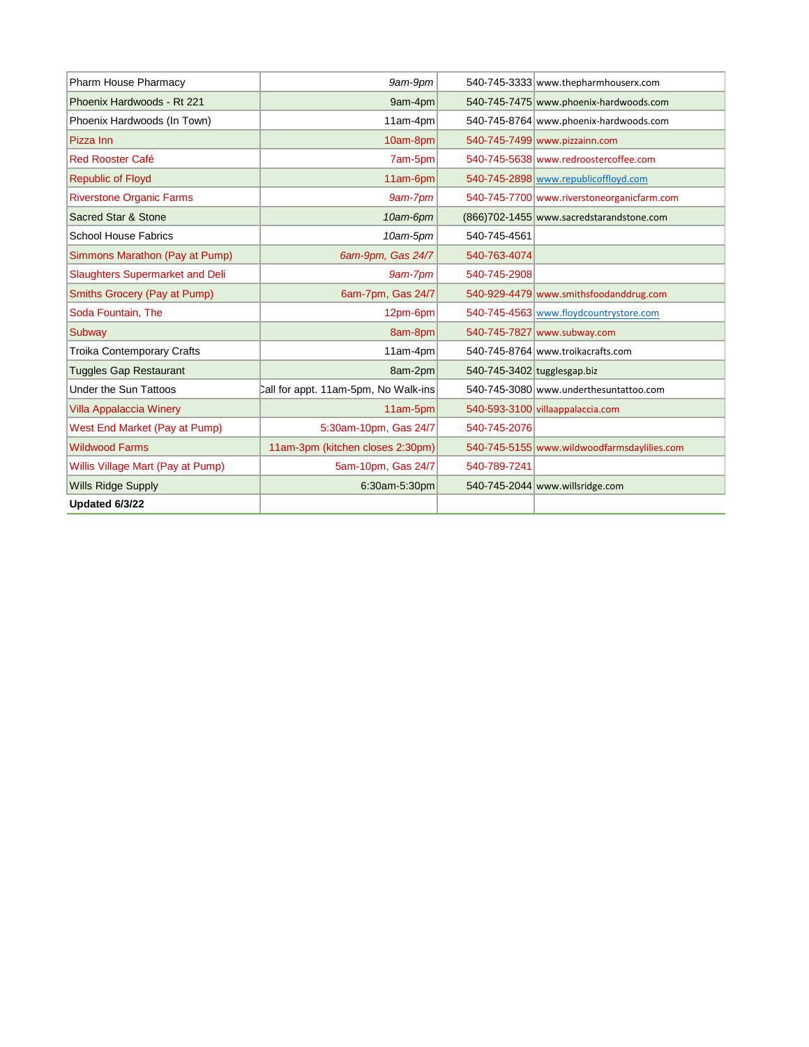| | | | |
|---|---|---|---|
| Pharm House Pharmacy | *9am-9pm* | 540-745-3333 | www.thepharmhouserx.com |
| Phoenix Hardwoods - Rt 221 | 9am-4pm | 540-745-7475 | www.phoenix-hardwoods.com |
| Phoenix Hardwoods (In Town) | 11am-4pm | 540-745-8764 | www.phoenix-hardwoods.com |
| Pizza Inn | 10am-8pm | 540-745-7499 | www.pizzainn.com |
| Red Rooster Café | 7am-5pm | 540-745-5638 | www.redroostercoffee.com |
| Republic of Floyd | 11am-6pm | 540-745-2898 | www.republicoffloyd.com |
| Riverstone Organic Farms | *9am-7pm* | 540-745-7700 | www.riverstoneorganicfarm.com |
| Sacred Star & Stone | *10am-6pm* | (866)702-1455 | www.sacredstarandstone.com |
| School House Fabrics | *10am-5pm* | 540-745-4561 | |
| Simmons Marathon (Pay at Pump) | *6am-9pm, Gas 24/7* | 540-763-4074 | |
| Slaughters Supermarket and Deli | *9am-7pm* | 540-745-2908 | |
| Smiths Grocery (Pay at Pump) | 6am-7pm, Gas 24/7 | 540-929-4479 | www.smithsfoodanddrug.com |
| Soda Fountain, The | 12pm-6pm | 540-745-4563 | www.floydcountrystore.com |
| Subway | 8am-8pm | 540-745-7827 | www.subway.com |
| Troika Contemporary Crafts | 11am-4pm | 540-745-8764 | www.troikacrafts.com |
| Tuggles Gap Restaurant | 8am-2pm | 540-745-3402 | tugglesgap.biz |
| Under the Sun Tattoos | Call for appt. 11am-5pm, No Walk-ins | 540-745-3080 | www.underthesuntattoo.com |
| Villa Appalaccia Winery | 11am-5pm | 540-593-3100 | villaappalaccia.com |
| West End Market (Pay at Pump) | 5:30am-10pm, Gas 24/7 | 540-745-2076 | |
| Wildwood Farms | 11am-3pm (kitchen closes 2:30pm) | 540-745-5155 | www.wildwoodfarmsdaylilies.com |
| Willis Village Mart (Pay at Pump) | 5am-10pm, Gas 24/7 | 540-789-7241 | |
| Wills Ridge Supply | 6:30am-5:30pm | 540-745-2044 | www.willsridge.com |
| **Updated 6/3/22** | | | |